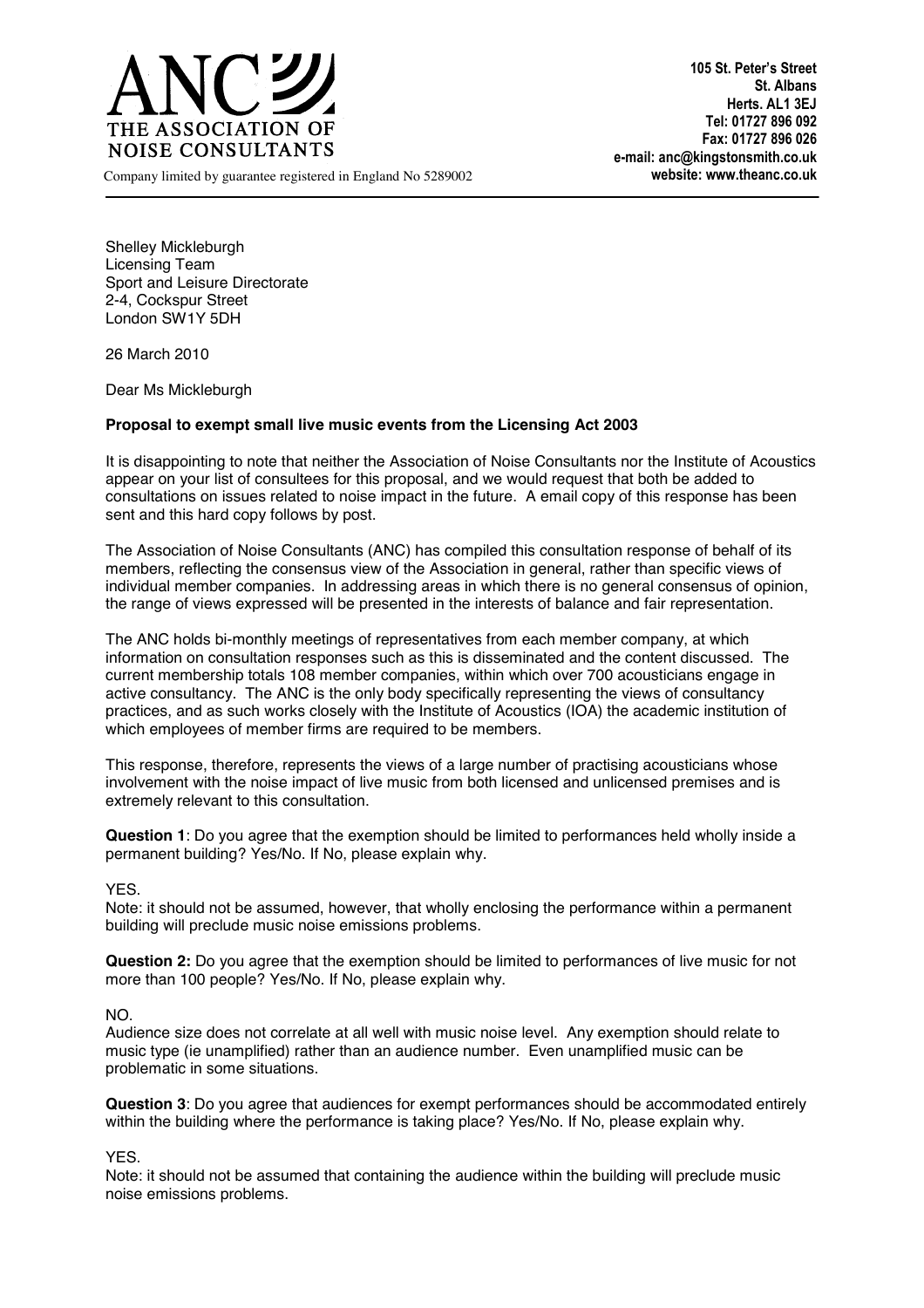# ANC THE ASSOCIATION OF NOISE CONSULTANTS

Company limited by guarantee registered in England No 5289002

**105 St. Peter's Street**
**St. Albans**
**Herts. AL1 3EJ**
**Tel: 01727 896 092**
**Fax: 01727 896 026**
**e-mail: anc@kingstonsmith.co.uk**
**website: www.theanc.co.uk**

---

Shelley Mickleburgh
Licensing Team
Sport and Leisure Directorate
2-4, Cockspur Street
London SW1Y 5DH

26 March 2010

Dear Ms Mickleburgh

**Proposal to exempt small live music events from the Licensing Act 2003**

It is disappointing to note that neither the Association of Noise Consultants nor the Institute of Acoustics appear on your list of consultees for this proposal, and we would request that both be added to consultations on issues related to noise impact in the future. A email copy of this response has been sent and this hard copy follows by post.

The Association of Noise Consultants (ANC) has compiled this consultation response of behalf of its members, reflecting the consensus view of the Association in general, rather than specific views of individual member companies. In addressing areas in which there is no general consensus of opinion, the range of views expressed will be presented in the interests of balance and fair representation.

The ANC holds bi-monthly meetings of representatives from each member company, at which information on consultation responses such as this is disseminated and the content discussed. The current membership totals 108 member companies, within which over 700 acousticians engage in active consultancy. The ANC is the only body specifically representing the views of consultancy practices, and as such works closely with the Institute of Acoustics (IOA) the academic institution of which employees of member firms are required to be members.

This response, therefore, represents the views of a large number of practising acousticians whose involvement with the noise impact of live music from both licensed and unlicensed premises and is extremely relevant to this consultation.

**Question 1**: Do you agree that the exemption should be limited to performances held wholly inside a permanent building? Yes/No. If No, please explain why.

YES.
Note: it should not be assumed, however, that wholly enclosing the performance within a permanent building will preclude music noise emissions problems.

**Question 2:** Do you agree that the exemption should be limited to performances of live music for not more than 100 people? Yes/No. If No, please explain why.

NO.
Audience size does not correlate at all well with music noise level. Any exemption should relate to music type (ie unamplified) rather than an audience number. Even unamplified music can be problematic in some situations.

**Question 3**: Do you agree that audiences for exempt performances should be accommodated entirely within the building where the performance is taking place? Yes/No. If No, please explain why.

YES.
Note: it should not be assumed that containing the audience within the building will preclude music noise emissions problems.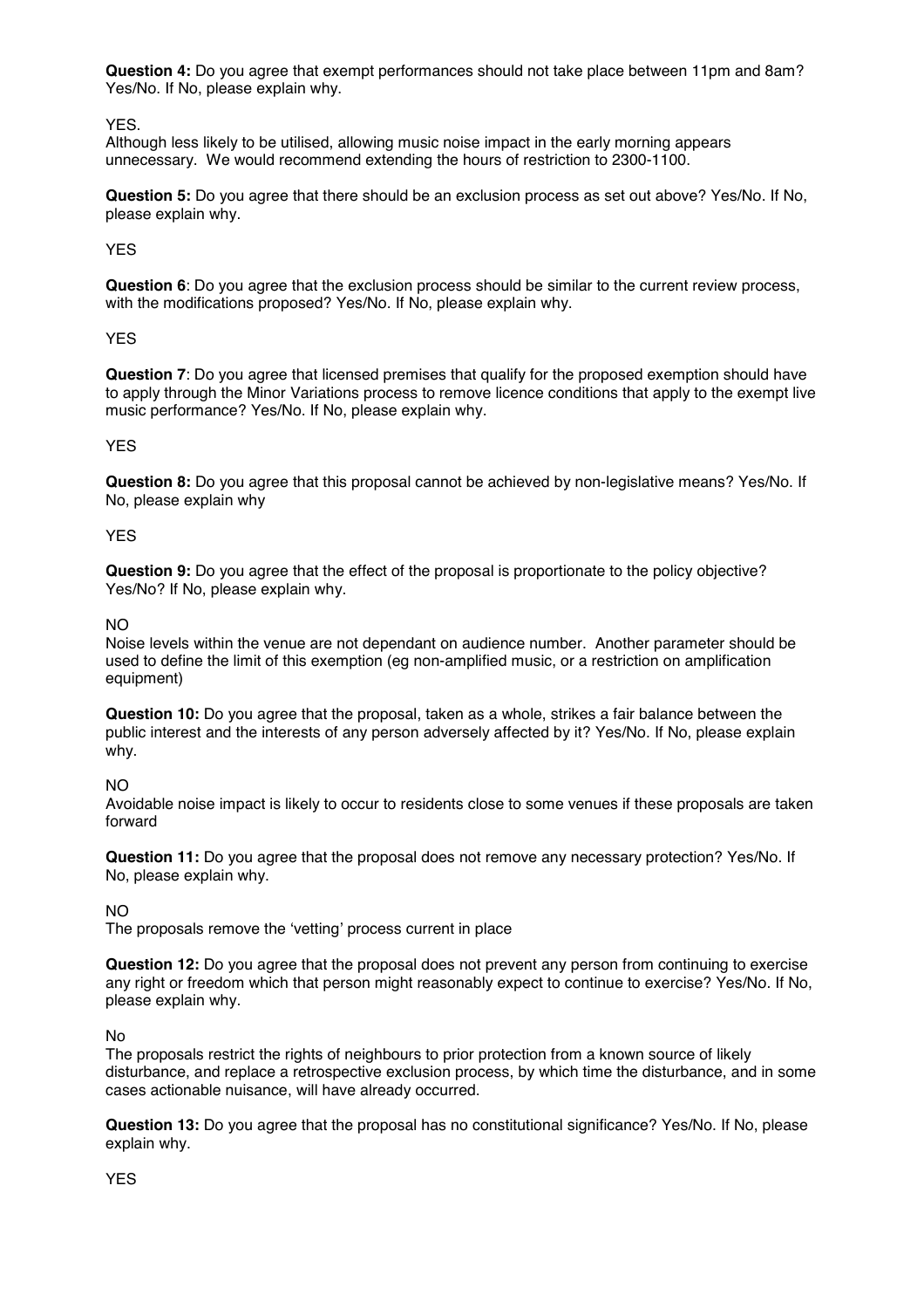**Question 4:** Do you agree that exempt performances should not take place between 11pm and 8am? Yes/No. If No, please explain why.

YES.
Although less likely to be utilised, allowing music noise impact in the early morning appears unnecessary. We would recommend extending the hours of restriction to 2300-1100.

**Question 5:** Do you agree that there should be an exclusion process as set out above? Yes/No. If No, please explain why.

YES

**Question 6**: Do you agree that the exclusion process should be similar to the current review process, with the modifications proposed? Yes/No. If No, please explain why.

YES

**Question 7**: Do you agree that licensed premises that qualify for the proposed exemption should have to apply through the Minor Variations process to remove licence conditions that apply to the exempt live music performance? Yes/No. If No, please explain why.

YES

**Question 8:** Do you agree that this proposal cannot be achieved by non-legislative means? Yes/No. If No, please explain why

YES

**Question 9:** Do you agree that the effect of the proposal is proportionate to the policy objective? Yes/No? If No, please explain why.

NO
Noise levels within the venue are not dependant on audience number. Another parameter should be used to define the limit of this exemption (eg non-amplified music, or a restriction on amplification equipment)

**Question 10:** Do you agree that the proposal, taken as a whole, strikes a fair balance between the public interest and the interests of any person adversely affected by it? Yes/No. If No, please explain why.

NO
Avoidable noise impact is likely to occur to residents close to some venues if these proposals are taken forward

**Question 11:** Do you agree that the proposal does not remove any necessary protection? Yes/No. If No, please explain why.

NO
The proposals remove the 'vetting' process current in place

**Question 12:** Do you agree that the proposal does not prevent any person from continuing to exercise any right or freedom which that person might reasonably expect to continue to exercise? Yes/No. If No, please explain why.

No
The proposals restrict the rights of neighbours to prior protection from a known source of likely disturbance, and replace a retrospective exclusion process, by which time the disturbance, and in some cases actionable nuisance, will have already occurred.

**Question 13:** Do you agree that the proposal has no constitutional significance? Yes/No. If No, please explain why.

YES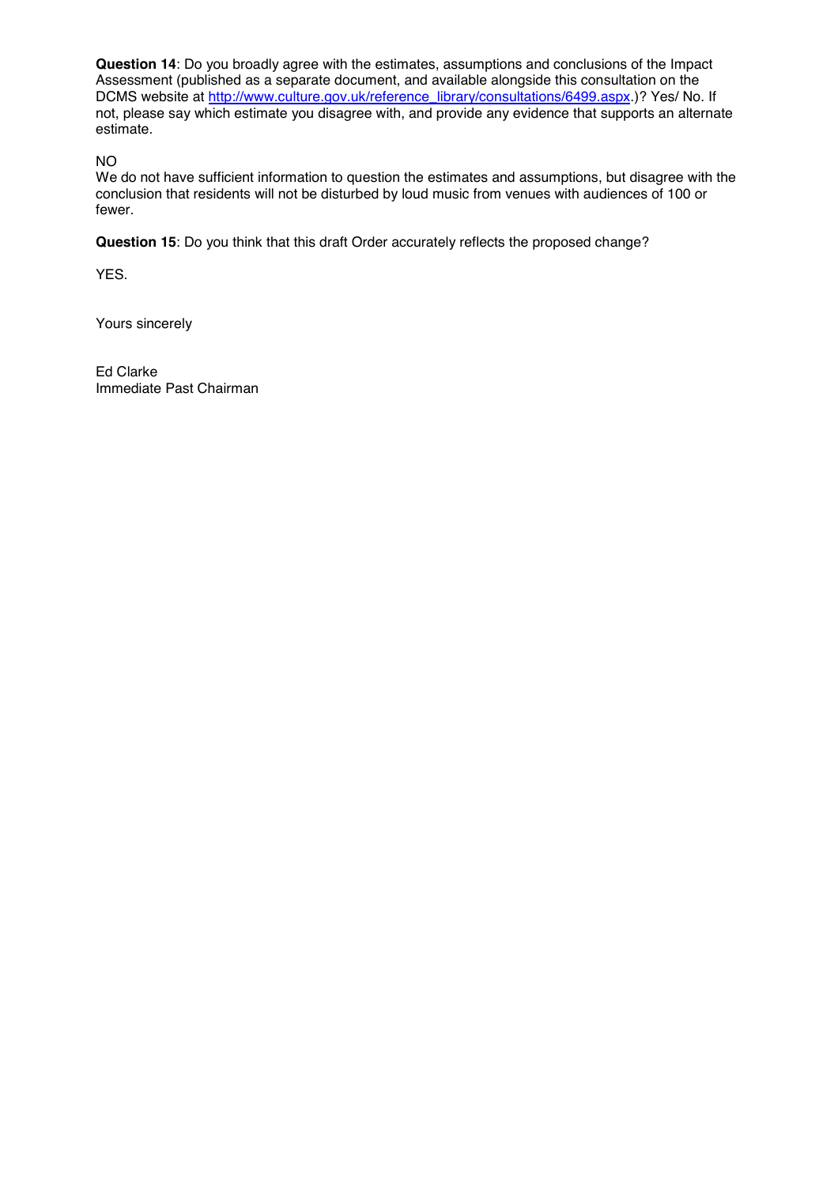**Question 14**: Do you broadly agree with the estimates, assumptions and conclusions of the Impact Assessment (published as a separate document, and available alongside this consultation on the DCMS website at [http://www.culture.gov.uk/reference_library/consultations/6499.aspx](http://www.culture.gov.uk/reference_library/consultations/6499.aspx).)? Yes/ No. If not, please say which estimate you disagree with, and provide any evidence that supports an alternate estimate.

NO
We do not have sufficient information to question the estimates and assumptions, but disagree with the conclusion that residents will not be disturbed by loud music from venues with audiences of 100 or fewer.

**Question 15**: Do you think that this draft Order accurately reflects the proposed change?

YES.

Yours sincerely

Ed Clarke
Immediate Past Chairman